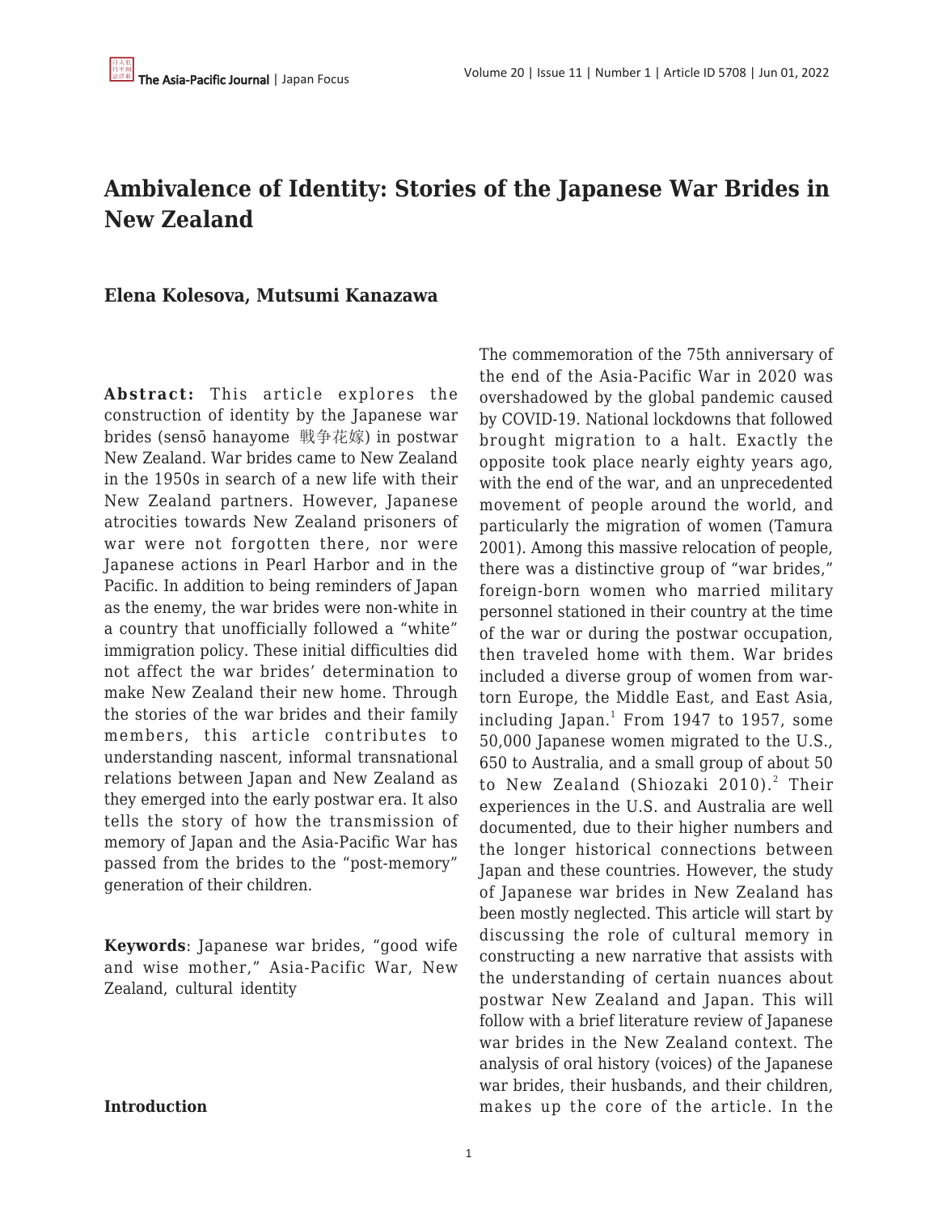# Ambivalence of Identity: Stories of the Japanese War Brides in New Zealand

**Elena Kolesova, Mutsumi Kanazawa**

**Abstract:** This article explores the construction of identity by the Japanese war brides (sensō hanayome 戦争花嫁) in postwar New Zealand. War brides came to New Zealand in the 1950s in search of a new life with their New Zealand partners. However, Japanese atrocities towards New Zealand prisoners of war were not forgotten there, nor were Japanese actions in Pearl Harbor and in the Pacific. In addition to being reminders of Japan as the enemy, the war brides were non-white in a country that unofficially followed a "white" immigration policy. These initial difficulties did not affect the war brides' determination to make New Zealand their new home. Through the stories of the war brides and their family members, this article contributes to understanding nascent, informal transnational relations between Japan and New Zealand as they emerged into the early postwar era. It also tells the story of how the transmission of memory of Japan and the Asia-Pacific War has passed from the brides to the "post-memory" generation of their children.

**Keywords**: Japanese war brides, "good wife and wise mother," Asia-Pacific War, New Zealand, cultural identity

## Introduction

The commemoration of the 75th anniversary of the end of the Asia-Pacific War in 2020 was overshadowed by the global pandemic caused by COVID-19. National lockdowns that followed brought migration to a halt. Exactly the opposite took place nearly eighty years ago, with the end of the war, and an unprecedented movement of people around the world, and particularly the migration of women (Tamura 2001). Among this massive relocation of people, there was a distinctive group of "war brides," foreign-born women who married military personnel stationed in their country at the time of the war or during the postwar occupation, then traveled home with them. War brides included a diverse group of women from war-torn Europe, the Middle East, and East Asia, including Japan.[1] From 1947 to 1957, some 50,000 Japanese women migrated to the U.S., 650 to Australia, and a small group of about 50 to New Zealand (Shiozaki 2010).[2] Their experiences in the U.S. and Australia are well documented, due to their higher numbers and the longer historical connections between Japan and these countries. However, the study of Japanese war brides in New Zealand has been mostly neglected. This article will start by discussing the role of cultural memory in constructing a new narrative that assists with the understanding of certain nuances about postwar New Zealand and Japan. This will follow with a brief literature review of Japanese war brides in the New Zealand context. The analysis of oral history (voices) of the Japanese war brides, their husbands, and their children, makes up the core of the article. In the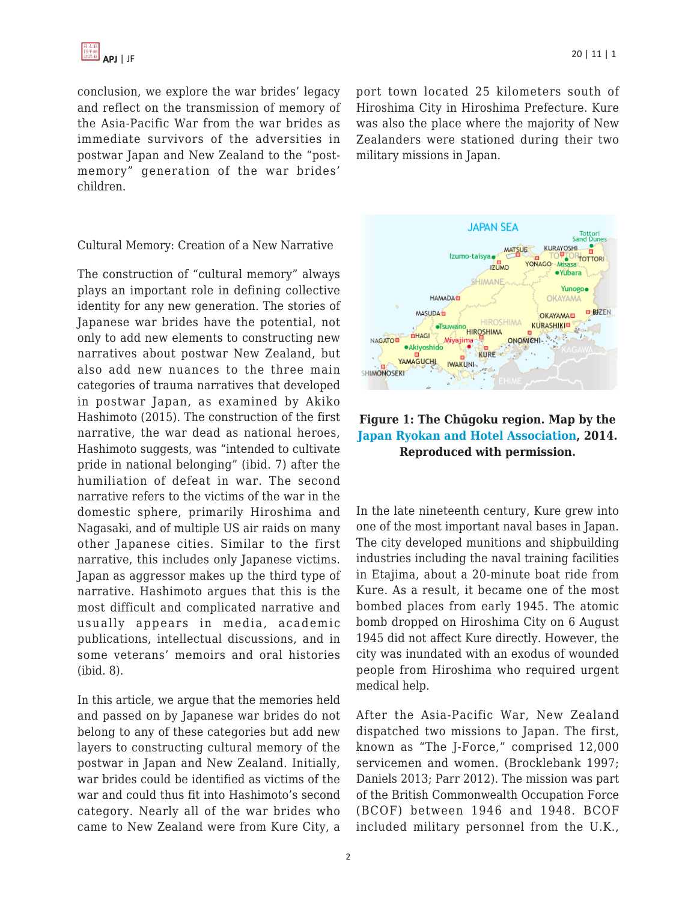conclusion, we explore the war brides' legacy and reflect on the transmission of memory of the Asia-Pacific War from the war brides as immediate survivors of the adversities in postwar Japan and New Zealand to the "post-memory" generation of the war brides' children.

## Cultural Memory: Creation of a New Narrative

The construction of "cultural memory" always plays an important role in defining collective identity for any new generation. The stories of Japanese war brides have the potential, not only to add new elements to constructing new narratives about postwar New Zealand, but also add new nuances to the three main categories of trauma narratives that developed in postwar Japan, as examined by Akiko Hashimoto (2015). The construction of the first narrative, the war dead as national heroes, Hashimoto suggests, was "intended to cultivate pride in national belonging" (ibid. 7) after the humiliation of defeat in war. The second narrative refers to the victims of the war in the domestic sphere, primarily Hiroshima and Nagasaki, and of multiple US air raids on many other Japanese cities. Similar to the first narrative, this includes only Japanese victims. Japan as aggressor makes up the third type of narrative. Hashimoto argues that this is the most difficult and complicated narrative and usually appears in media, academic publications, intellectual discussions, and in some veterans' memoirs and oral histories (ibid. 8).

In this article, we argue that the memories held and passed on by Japanese war brides do not belong to any of these categories but add new layers to constructing cultural memory of the postwar in Japan and New Zealand. Initially, war brides could be identified as victims of the war and could thus fit into Hashimoto's second category. Nearly all of the war brides who came to New Zealand were from Kure City, a port town located 25 kilometers south of Hiroshima City in Hiroshima Prefecture. Kure was also the place where the majority of New Zealanders were stationed during their two military missions in Japan.

**Figure 1: The Chūgoku region. Map by the Japan Ryokan and Hotel Association, 2014. Reproduced with permission.**

In the late nineteenth century, Kure grew into one of the most important naval bases in Japan. The city developed munitions and shipbuilding industries including the naval training facilities in Etajima, about a 20-minute boat ride from Kure. As a result, it became one of the most bombed places from early 1945. The atomic bomb dropped on Hiroshima City on 6 August 1945 did not affect Kure directly. However, the city was inundated with an exodus of wounded people from Hiroshima who required urgent medical help.

After the Asia-Pacific War, New Zealand dispatched two missions to Japan. The first, known as "The J-Force," comprised 12,000 servicemen and women. (Brocklebank 1997; Daniels 2013; Parr 2012). The mission was part of the British Commonwealth Occupation Force (BCOF) between 1946 and 1948. BCOF included military personnel from the U.K.,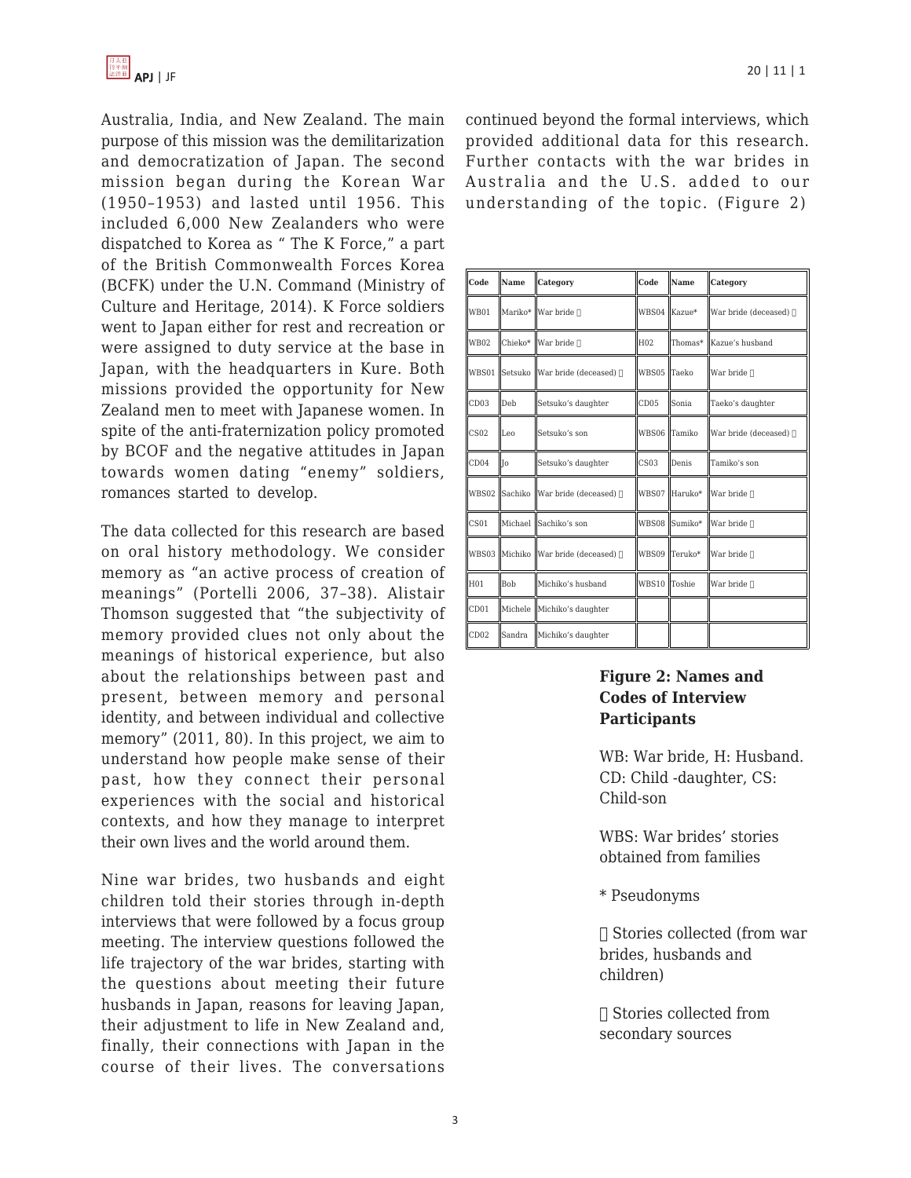Australia, India, and New Zealand. The main purpose of this mission was the demilitarization and democratization of Japan. The second mission began during the Korean War (1950–1953) and lasted until 1956. This included 6,000 New Zealanders who were dispatched to Korea as " The K Force," a part of the British Commonwealth Forces Korea (BCFK) under the U.N. Command (Ministry of Culture and Heritage, 2014). K Force soldiers went to Japan either for rest and recreation or were assigned to duty service at the base in Japan, with the headquarters in Kure. Both missions provided the opportunity for New Zealand men to meet with Japanese women. In spite of the anti-fraternization policy promoted by BCOF and the negative attitudes in Japan towards women dating "enemy" soldiers, romances started to develop.

The data collected for this research are based on oral history methodology. We consider memory as "an active process of creation of meanings" (Portelli 2006, 37–38). Alistair Thomson suggested that "the subjectivity of memory provided clues not only about the meanings of historical experience, but also about the relationships between past and present, between memory and personal identity, and between individual and collective memory" (2011, 80). In this project, we aim to understand how people make sense of their past, how they connect their personal experiences with the social and historical contexts, and how they manage to interpret their own lives and the world around them.

Nine war brides, two husbands and eight children told their stories through in-depth interviews that were followed by a focus group meeting. The interview questions followed the life trajectory of the war brides, starting with the questions about meeting their future husbands in Japan, reasons for leaving Japan, their adjustment to life in New Zealand and, finally, their connections with Japan in the course of their lives. The conversations continued beyond the formal interviews, which provided additional data for this research. Further contacts with the war brides in Australia and the U.S. added to our understanding of the topic. (Figure 2)

| Code | Name | Category | Code | Name | Category |
|---|---|---|---|---|---|
| WB01 | Mariko* | War bride  | WBS04 | Kazue* | War bride (deceased)  |
| WB02 | Chieko* | War bride  | H02 | Thomas* | Kazue's husband |
| WBS01 | Setsuko | War bride (deceased)  | WBS05 | Taeko | War bride  |
| CD03 | Deb | Setsuko's daughter | CD05 | Sonia | Taeko's daughter |
| CS02 | Leo | Setsuko's son | WBS06 | Tamiko | War bride (deceased)  |
| CD04 | Jo | Setsuko's daughter | CS03 | Denis | Tamiko's son |
| WBS02 | Sachiko | War bride (deceased)  | WBS07 | Haruko* | War bride  |
| CS01 | Michael | Sachiko's son | WBS08 | Sumiko* | War bride  |
| WBS03 | Michiko | War bride (deceased)  | WBS09 | Teruko* | War bride  |
| H01 | Bob | Michiko's husband | WBS10 | Toshie | War bride  |
| CD01 | Michele | Michiko's daughter | | | |
| CD02 | Sandra | Michiko's daughter | | | |

**Figure 2: Names and Codes of Interview Participants**

WB: War bride, H: Husband. CD: Child -daughter, CS: Child-son

WBS: War brides' stories obtained from families

\* Pseudonyms

 Stories collected (from war brides, husbands and children)

 Stories collected from secondary sources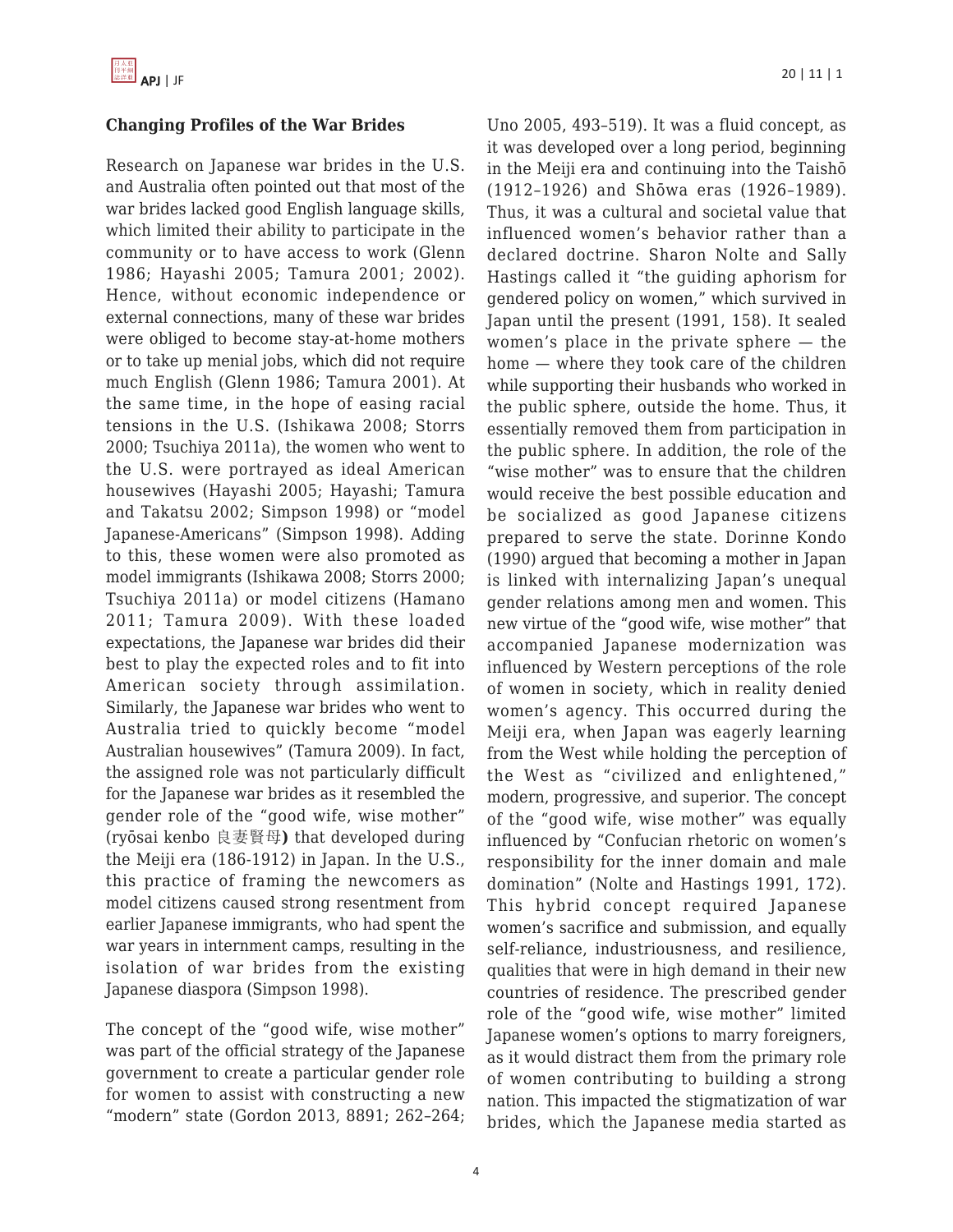### Changing Profiles of the War Brides

Research on Japanese war brides in the U.S. and Australia often pointed out that most of the war brides lacked good English language skills, which limited their ability to participate in the community or to have access to work (Glenn 1986; Hayashi 2005; Tamura 2001; 2002). Hence, without economic independence or external connections, many of these war brides were obliged to become stay-at-home mothers or to take up menial jobs, which did not require much English (Glenn 1986; Tamura 2001). At the same time, in the hope of easing racial tensions in the U.S. (Ishikawa 2008; Storrs 2000; Tsuchiya 2011a), the women who went to the U.S. were portrayed as ideal American housewives (Hayashi 2005; Hayashi; Tamura and Takatsu 2002; Simpson 1998) or "model Japanese-Americans" (Simpson 1998). Adding to this, these women were also promoted as model immigrants (Ishikawa 2008; Storrs 2000; Tsuchiya 2011a) or model citizens (Hamano 2011; Tamura 2009). With these loaded expectations, the Japanese war brides did their best to play the expected roles and to fit into American society through assimilation. Similarly, the Japanese war brides who went to Australia tried to quickly become "model Australian housewives" (Tamura 2009). In fact, the assigned role was not particularly difficult for the Japanese war brides as it resembled the gender role of the "good wife, wise mother" (ryōsai kenbo 良妻賢母**)** that developed during the Meiji era (186-1912) in Japan. In the U.S., this practice of framing the newcomers as model citizens caused strong resentment from earlier Japanese immigrants, who had spent the war years in internment camps, resulting in the isolation of war brides from the existing Japanese diaspora (Simpson 1998).

The concept of the "good wife, wise mother" was part of the official strategy of the Japanese government to create a particular gender role for women to assist with constructing a new "modern" state (Gordon 2013, 8891; 262–264; Uno 2005, 493–519). It was a fluid concept, as it was developed over a long period, beginning in the Meiji era and continuing into the Taishō (1912–1926) and Shōwa eras (1926–1989). Thus, it was a cultural and societal value that influenced women's behavior rather than a declared doctrine. Sharon Nolte and Sally Hastings called it "the guiding aphorism for gendered policy on women," which survived in Japan until the present (1991, 158). It sealed women's place in the private sphere — the home — where they took care of the children while supporting their husbands who worked in the public sphere, outside the home. Thus, it essentially removed them from participation in the public sphere. In addition, the role of the "wise mother" was to ensure that the children would receive the best possible education and be socialized as good Japanese citizens prepared to serve the state. Dorinne Kondo (1990) argued that becoming a mother in Japan is linked with internalizing Japan's unequal gender relations among men and women. This new virtue of the "good wife, wise mother" that accompanied Japanese modernization was influenced by Western perceptions of the role of women in society, which in reality denied women's agency. This occurred during the Meiji era, when Japan was eagerly learning from the West while holding the perception of the West as "civilized and enlightened," modern, progressive, and superior. The concept of the "good wife, wise mother" was equally influenced by "Confucian rhetoric on women's responsibility for the inner domain and male domination" (Nolte and Hastings 1991, 172). This hybrid concept required Japanese women's sacrifice and submission, and equally self-reliance, industriousness, and resilience, qualities that were in high demand in their new countries of residence. The prescribed gender role of the "good wife, wise mother" limited Japanese women's options to marry foreigners, as it would distract them from the primary role of women contributing to building a strong nation. This impacted the stigmatization of war brides, which the Japanese media started as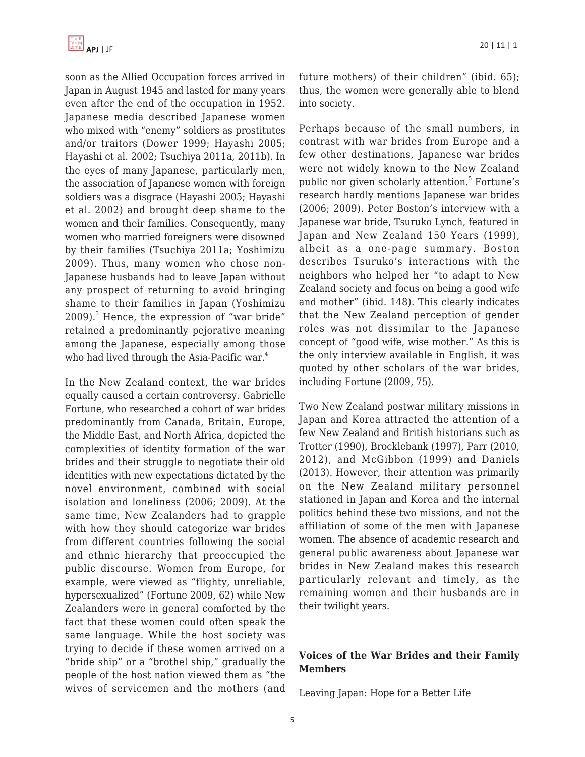soon as the Allied Occupation forces arrived in Japan in August 1945 and lasted for many years even after the end of the occupation in 1952. Japanese media described Japanese women who mixed with "enemy" soldiers as prostitutes and/or traitors (Dower 1999; Hayashi 2005; Hayashi et al. 2002; Tsuchiya 2011a, 2011b). In the eyes of many Japanese, particularly men, the association of Japanese women with foreign soldiers was a disgrace (Hayashi 2005; Hayashi et al. 2002) and brought deep shame to the women and their families. Consequently, many women who married foreigners were disowned by their families (Tsuchiya 2011a; Yoshimizu 2009). Thus, many women who chose non-Japanese husbands had to leave Japan without any prospect of returning to avoid bringing shame to their families in Japan (Yoshimizu 2009).[3] Hence, the expression of "war bride" retained a predominantly pejorative meaning among the Japanese, especially among those who had lived through the Asia-Pacific war.[4]

In the New Zealand context, the war brides equally caused a certain controversy. Gabrielle Fortune, who researched a cohort of war brides predominantly from Canada, Britain, Europe, the Middle East, and North Africa, depicted the complexities of identity formation of the war brides and their struggle to negotiate their old identities with new expectations dictated by the novel environment, combined with social isolation and loneliness (2006; 2009). At the same time, New Zealanders had to grapple with how they should categorize war brides from different countries following the social and ethnic hierarchy that preoccupied the public discourse. Women from Europe, for example, were viewed as "flighty, unreliable, hypersexualized" (Fortune 2009, 62) while New Zealanders were in general comforted by the fact that these women could often speak the same language. While the host society was trying to decide if these women arrived on a "bride ship" or a "brothel ship," gradually the people of the host nation viewed them as "the wives of servicemen and the mothers (and future mothers) of their children" (ibid. 65); thus, the women were generally able to blend into society.

Perhaps because of the small numbers, in contrast with war brides from Europe and a few other destinations, Japanese war brides were not widely known to the New Zealand public nor given scholarly attention.[5] Fortune's research hardly mentions Japanese war brides (2006; 2009). Peter Boston's interview with a Japanese war bride, Tsuruko Lynch, featured in Japan and New Zealand 150 Years (1999), albeit as a one-page summary. Boston describes Tsuruko's interactions with the neighbors who helped her "to adapt to New Zealand society and focus on being a good wife and mother" (ibid. 148). This clearly indicates that the New Zealand perception of gender roles was not dissimilar to the Japanese concept of "good wife, wise mother." As this is the only interview available in English, it was quoted by other scholars of the war brides, including Fortune (2009, 75).

Two New Zealand postwar military missions in Japan and Korea attracted the attention of a few New Zealand and British historians such as Trotter (1990), Brocklebank (1997), Parr (2010, 2012), and McGibbon (1999) and Daniels (2013). However, their attention was primarily on the New Zealand military personnel stationed in Japan and Korea and the internal politics behind these two missions, and not the affiliation of some of the men with Japanese women. The absence of academic research and general public awareness about Japanese war brides in New Zealand makes this research particularly relevant and timely, as the remaining women and their husbands are in their twilight years.

## Voices of the War Brides and their Family Members

### Leaving Japan: Hope for a Better Life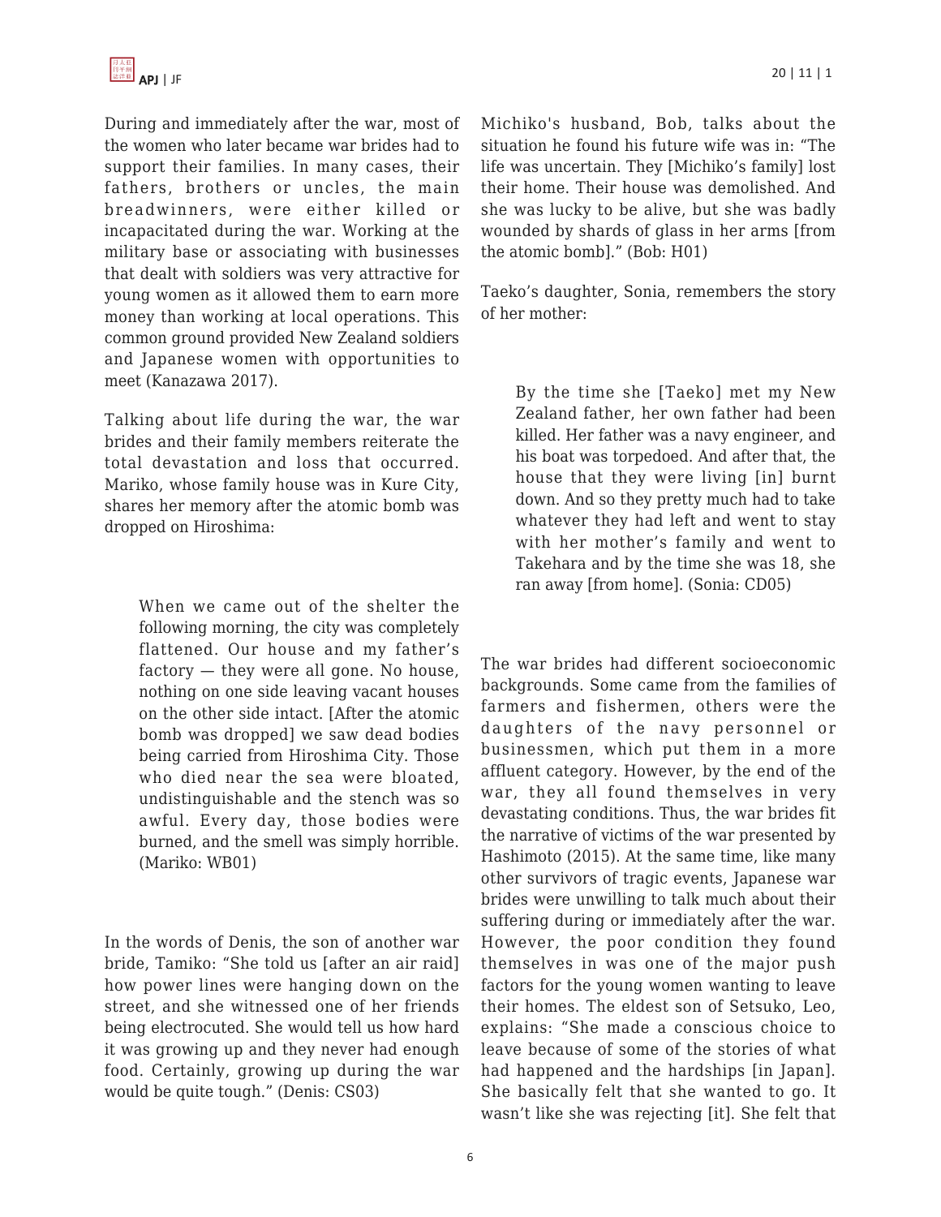During and immediately after the war, most of the women who later became war brides had to support their families. In many cases, their fathers, brothers or uncles, the main breadwinners, were either killed or incapacitated during the war. Working at the military base or associating with businesses that dealt with soldiers was very attractive for young women as it allowed them to earn more money than working at local operations. This common ground provided New Zealand soldiers and Japanese women with opportunities to meet (Kanazawa 2017).

Talking about life during the war, the war brides and their family members reiterate the total devastation and loss that occurred. Mariko, whose family house was in Kure City, shares her memory after the atomic bomb was dropped on Hiroshima:

> When we came out of the shelter the following morning, the city was completely flattened. Our house and my father's factory — they were all gone. No house, nothing on one side leaving vacant houses on the other side intact. [After the atomic bomb was dropped] we saw dead bodies being carried from Hiroshima City. Those who died near the sea were bloated, undistinguishable and the stench was so awful. Every day, those bodies were burned, and the smell was simply horrible. (Mariko: WB01)

In the words of Denis, the son of another war bride, Tamiko: "She told us [after an air raid] how power lines were hanging down on the street, and she witnessed one of her friends being electrocuted. She would tell us how hard it was growing up and they never had enough food. Certainly, growing up during the war would be quite tough." (Denis: CS03)

Michiko's husband, Bob, talks about the situation he found his future wife was in: "The life was uncertain. They [Michiko's family] lost their home. Their house was demolished. And she was lucky to be alive, but she was badly wounded by shards of glass in her arms [from the atomic bomb]." (Bob: H01)

Taeko's daughter, Sonia, remembers the story of her mother:

> By the time she [Taeko] met my New Zealand father, her own father had been killed. Her father was a navy engineer, and his boat was torpedoed. And after that, the house that they were living [in] burnt down. And so they pretty much had to take whatever they had left and went to stay with her mother's family and went to Takehara and by the time she was 18, she ran away [from home]. (Sonia: CD05)

The war brides had different socioeconomic backgrounds. Some came from the families of farmers and fishermen, others were the daughters of the navy personnel or businessmen, which put them in a more affluent category. However, by the end of the war, they all found themselves in very devastating conditions. Thus, the war brides fit the narrative of victims of the war presented by Hashimoto (2015). At the same time, like many other survivors of tragic events, Japanese war brides were unwilling to talk much about their suffering during or immediately after the war. However, the poor condition they found themselves in was one of the major push factors for the young women wanting to leave their homes. The eldest son of Setsuko, Leo, explains: "She made a conscious choice to leave because of some of the stories of what had happened and the hardships [in Japan]. She basically felt that she wanted to go. It wasn't like she was rejecting [it]. She felt that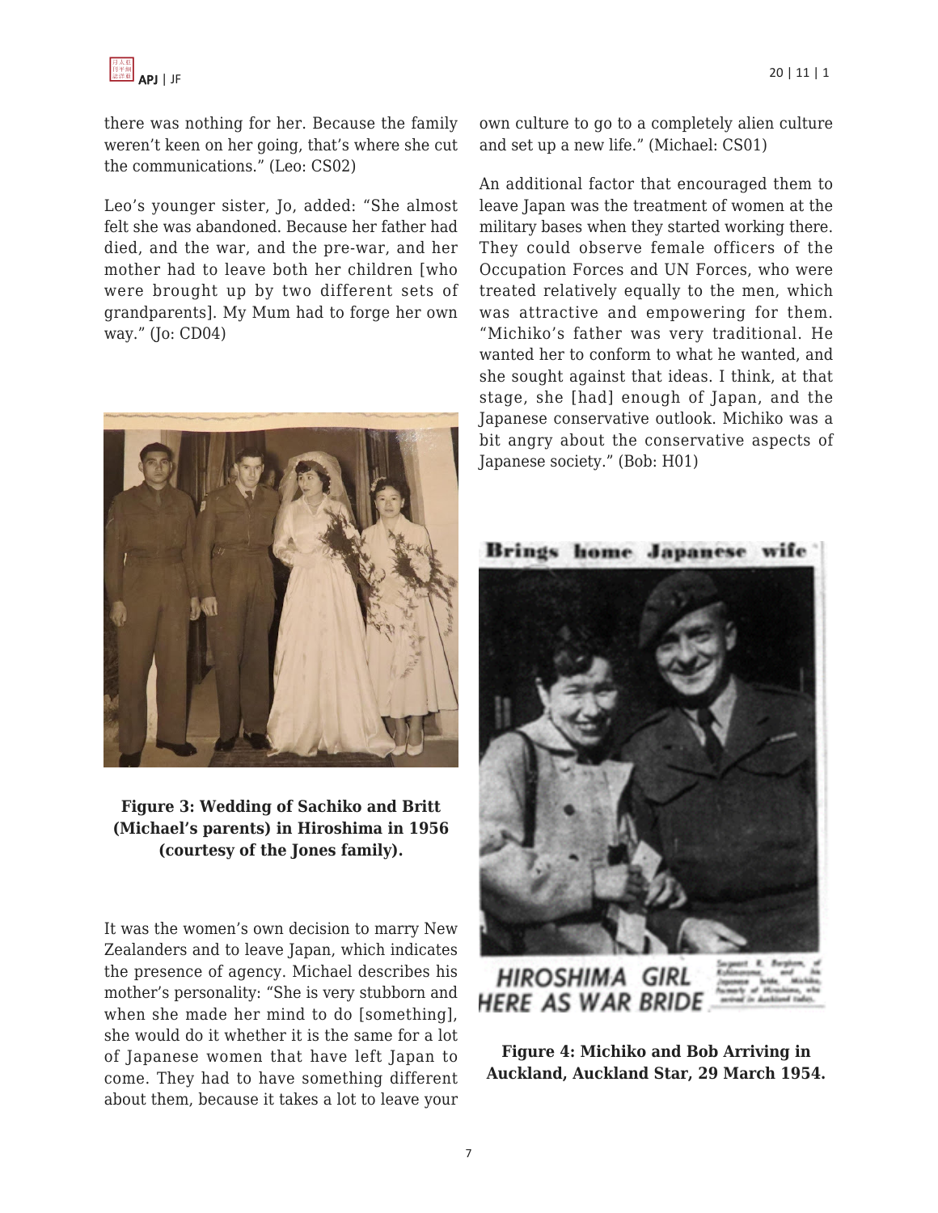there was nothing for her. Because the family weren't keen on her going, that's where she cut the communications." (Leo: CS02)

Leo's younger sister, Jo, added: "She almost felt she was abandoned. Because her father had died, and the war, and the pre-war, and her mother had to leave both her children [who were brought up by two different sets of grandparents]. My Mum had to forge her own way." (Jo: CD04)

**Figure 3: Wedding of Sachiko and Britt (Michael's parents) in Hiroshima in 1956 (courtesy of the Jones family).**

It was the women's own decision to marry New Zealanders and to leave Japan, which indicates the presence of agency. Michael describes his mother's personality: "She is very stubborn and when she made her mind to do [something], she would do it whether it is the same for a lot of Japanese women that have left Japan to come. They had to have something different about them, because it takes a lot to leave your own culture to go to a completely alien culture and set up a new life." (Michael: CS01)

An additional factor that encouraged them to leave Japan was the treatment of women at the military bases when they started working there. They could observe female officers of the Occupation Forces and UN Forces, who were treated relatively equally to the men, which was attractive and empowering for them. "Michiko's father was very traditional. He wanted her to conform to what he wanted, and she sought against that ideas. I think, at that stage, she [had] enough of Japan, and the Japanese conservative outlook. Michiko was a bit angry about the conservative aspects of Japanese society." (Bob: H01)

**Figure 4: Michiko and Bob Arriving in Auckland, Auckland Star, 29 March 1954.**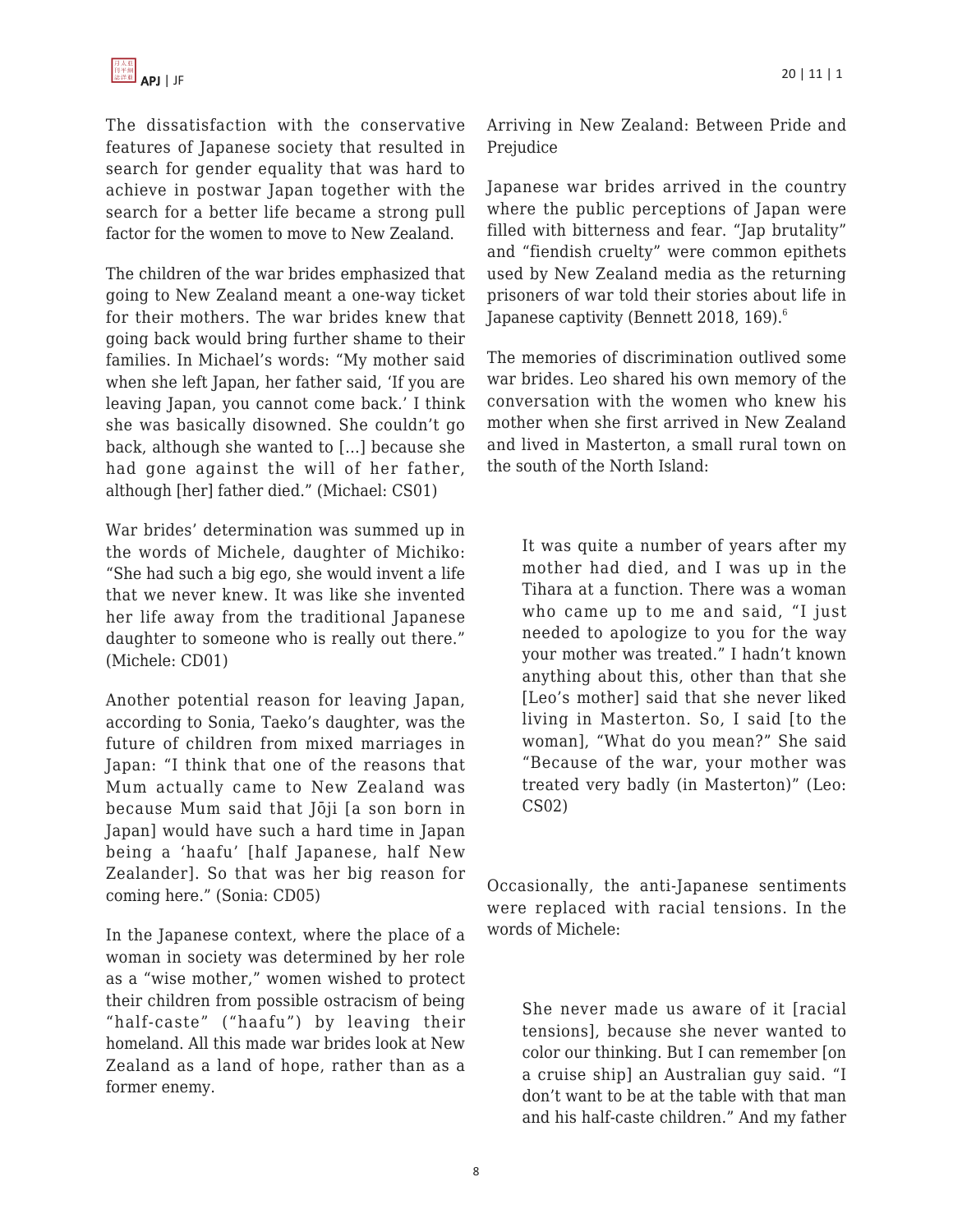The dissatisfaction with the conservative features of Japanese society that resulted in search for gender equality that was hard to achieve in postwar Japan together with the search for a better life became a strong pull factor for the women to move to New Zealand.

The children of the war brides emphasized that going to New Zealand meant a one-way ticket for their mothers. The war brides knew that going back would bring further shame to their families. In Michael's words: "My mother said when she left Japan, her father said, 'If you are leaving Japan, you cannot come back.' I think she was basically disowned. She couldn't go back, although she wanted to [...] because she had gone against the will of her father, although [her] father died." (Michael: CS01)

War brides' determination was summed up in the words of Michele, daughter of Michiko: "She had such a big ego, she would invent a life that we never knew. It was like she invented her life away from the traditional Japanese daughter to someone who is really out there." (Michele: CD01)

Another potential reason for leaving Japan, according to Sonia, Taeko's daughter, was the future of children from mixed marriages in Japan: "I think that one of the reasons that Mum actually came to New Zealand was because Mum said that Jōji [a son born in Japan] would have such a hard time in Japan being a 'haafu' [half Japanese, half New Zealander]. So that was her big reason for coming here." (Sonia: CD05)

In the Japanese context, where the place of a woman in society was determined by her role as a "wise mother," women wished to protect their children from possible ostracism of being "half-caste" ("haafu") by leaving their homeland. All this made war brides look at New Zealand as a land of hope, rather than as a former enemy.

Arriving in New Zealand: Between Pride and Prejudice

Japanese war brides arrived in the country where the public perceptions of Japan were filled with bitterness and fear. "Jap brutality" and "fiendish cruelty" were common epithets used by New Zealand media as the returning prisoners of war told their stories about life in Japanese captivity (Bennett 2018, 169).[6]

The memories of discrimination outlived some war brides. Leo shared his own memory of the conversation with the women who knew his mother when she first arrived in New Zealand and lived in Masterton, a small rural town on the south of the North Island:

> It was quite a number of years after my mother had died, and I was up in the Tihara at a function. There was a woman who came up to me and said, "I just needed to apologize to you for the way your mother was treated." I hadn't known anything about this, other than that she [Leo's mother] said that she never liked living in Masterton. So, I said [to the woman], "What do you mean?" She said "Because of the war, your mother was treated very badly (in Masterton)" (Leo: CS02)

Occasionally, the anti-Japanese sentiments were replaced with racial tensions. In the words of Michele:

> She never made us aware of it [racial tensions], because she never wanted to color our thinking. But I can remember [on a cruise ship] an Australian guy said. "I don't want to be at the table with that man and his half-caste children." And my father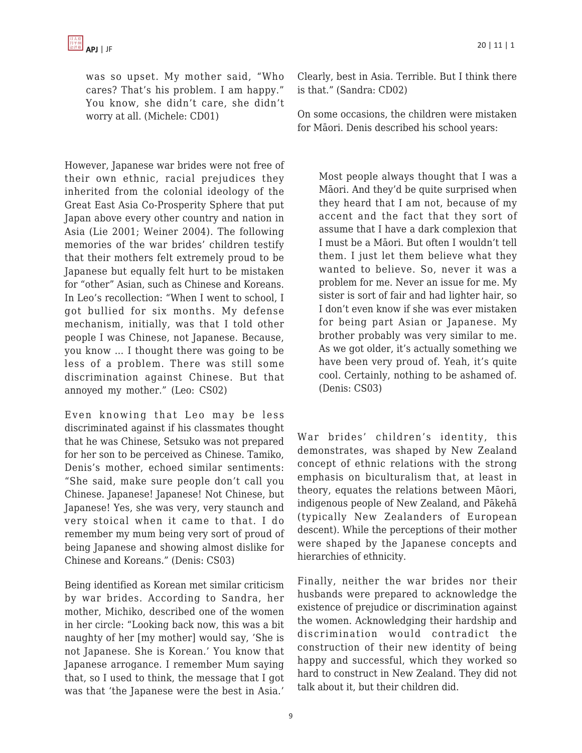> was so upset. My mother said, "Who cares? That's his problem. I am happy." You know, she didn't care, she didn't worry at all. (Michele: CD01)

However, Japanese war brides were not free of their own ethnic, racial prejudices they inherited from the colonial ideology of the Great East Asia Co-Prosperity Sphere that put Japan above every other country and nation in Asia (Lie 2001; Weiner 2004). The following memories of the war brides' children testify that their mothers felt extremely proud to be Japanese but equally felt hurt to be mistaken for "other" Asian, such as Chinese and Koreans. In Leo's recollection: "When I went to school, I got bullied for six months. My defense mechanism, initially, was that I told other people I was Chinese, not Japanese. Because, you know … I thought there was going to be less of a problem. There was still some discrimination against Chinese. But that annoyed my mother." (Leo: CS02)

Even knowing that Leo may be less discriminated against if his classmates thought that he was Chinese, Setsuko was not prepared for her son to be perceived as Chinese. Tamiko, Denis's mother, echoed similar sentiments: "She said, make sure people don't call you Chinese. Japanese! Japanese! Not Chinese, but Japanese! Yes, she was very, very staunch and very stoical when it came to that. I do remember my mum being very sort of proud of being Japanese and showing almost dislike for Chinese and Koreans." (Denis: CS03)

Being identified as Korean met similar criticism by war brides. According to Sandra, her mother, Michiko, described one of the women in her circle: "Looking back now, this was a bit naughty of her [my mother] would say, 'She is not Japanese. She is Korean.' You know that Japanese arrogance. I remember Mum saying that, so I used to think, the message that I got was that 'the Japanese were the best in Asia.' Clearly, best in Asia. Terrible. But I think there is that." (Sandra: CD02)

On some occasions, the children were mistaken for Māori. Denis described his school years:

> Most people always thought that I was a Māori. And they'd be quite surprised when they heard that I am not, because of my accent and the fact that they sort of assume that I have a dark complexion that I must be a Māori. But often I wouldn't tell them. I just let them believe what they wanted to believe. So, never it was a problem for me. Never an issue for me. My sister is sort of fair and had lighter hair, so I don't even know if she was ever mistaken for being part Asian or Japanese. My brother probably was very similar to me. As we got older, it's actually something we have been very proud of. Yeah, it's quite cool. Certainly, nothing to be ashamed of. (Denis: CS03)

War brides' children's identity, this demonstrates, was shaped by New Zealand concept of ethnic relations with the strong emphasis on biculturalism that, at least in theory, equates the relations between Māori, indigenous people of New Zealand, and Pākehā (typically New Zealanders of European descent). While the perceptions of their mother were shaped by the Japanese concepts and hierarchies of ethnicity.

Finally, neither the war brides nor their husbands were prepared to acknowledge the existence of prejudice or discrimination against the women. Acknowledging their hardship and discrimination would contradict the construction of their new identity of being happy and successful, which they worked so hard to construct in New Zealand. They did not talk about it, but their children did.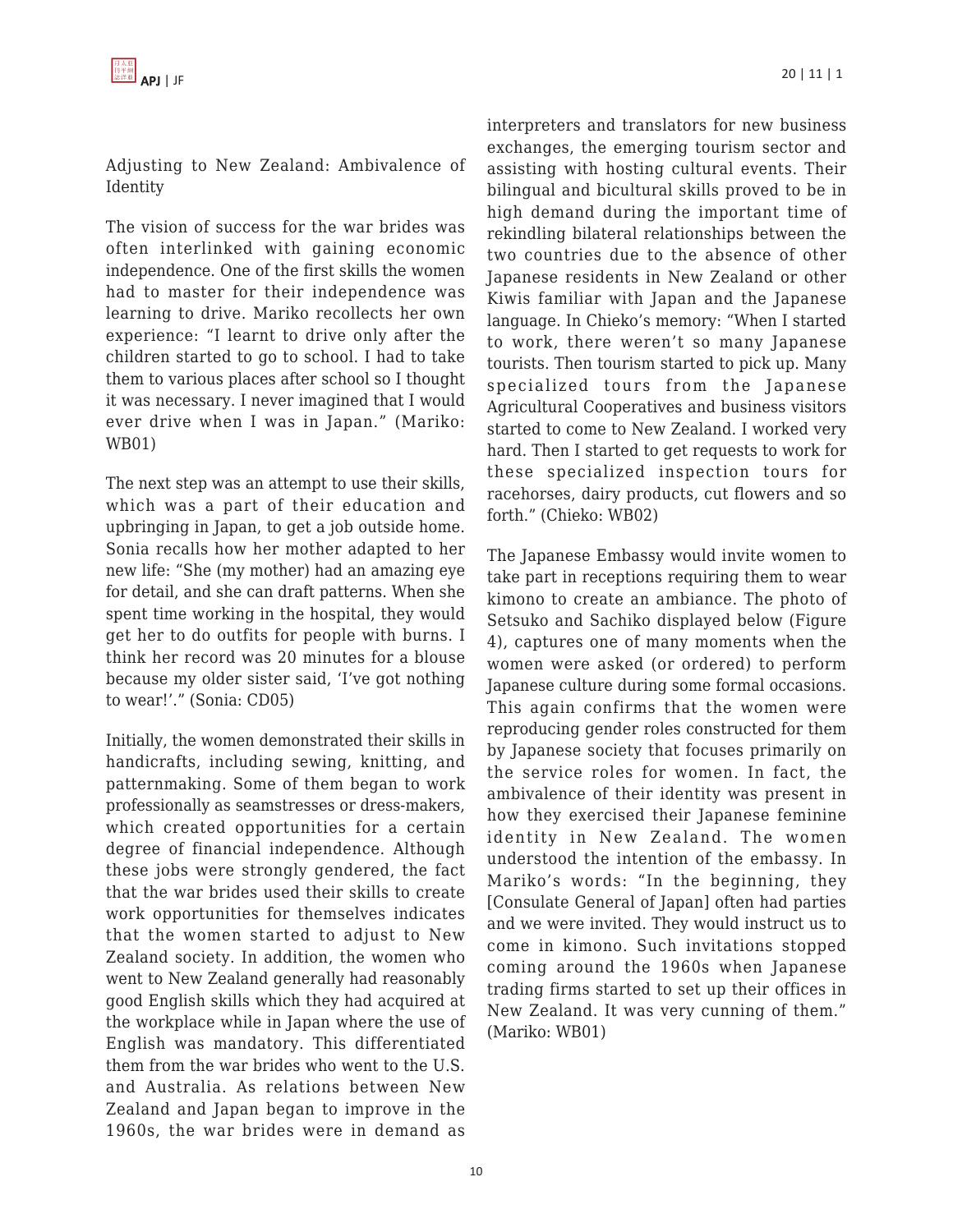## Adjusting to New Zealand: Ambivalence of Identity

The vision of success for the war brides was often interlinked with gaining economic independence. One of the first skills the women had to master for their independence was learning to drive. Mariko recollects her own experience: "I learnt to drive only after the children started to go to school. I had to take them to various places after school so I thought it was necessary. I never imagined that I would ever drive when I was in Japan." (Mariko: WB01)

The next step was an attempt to use their skills, which was a part of their education and upbringing in Japan, to get a job outside home. Sonia recalls how her mother adapted to her new life: "She (my mother) had an amazing eye for detail, and she can draft patterns. When she spent time working in the hospital, they would get her to do outfits for people with burns. I think her record was 20 minutes for a blouse because my older sister said, 'I've got nothing to wear!'." (Sonia: CD05)

Initially, the women demonstrated their skills in handicrafts, including sewing, knitting, and patternmaking. Some of them began to work professionally as seamstresses or dress-makers, which created opportunities for a certain degree of financial independence. Although these jobs were strongly gendered, the fact that the war brides used their skills to create work opportunities for themselves indicates that the women started to adjust to New Zealand society. In addition, the women who went to New Zealand generally had reasonably good English skills which they had acquired at the workplace while in Japan where the use of English was mandatory. This differentiated them from the war brides who went to the U.S. and Australia. As relations between New Zealand and Japan began to improve in the 1960s, the war brides were in demand as interpreters and translators for new business exchanges, the emerging tourism sector and assisting with hosting cultural events. Their bilingual and bicultural skills proved to be in high demand during the important time of rekindling bilateral relationships between the two countries due to the absence of other Japanese residents in New Zealand or other Kiwis familiar with Japan and the Japanese language. In Chieko's memory: "When I started to work, there weren't so many Japanese tourists. Then tourism started to pick up. Many specialized tours from the Japanese Agricultural Cooperatives and business visitors started to come to New Zealand. I worked very hard. Then I started to get requests to work for these specialized inspection tours for racehorses, dairy products, cut flowers and so forth." (Chieko: WB02)

The Japanese Embassy would invite women to take part in receptions requiring them to wear kimono to create an ambiance. The photo of Setsuko and Sachiko displayed below (Figure 4), captures one of many moments when the women were asked (or ordered) to perform Japanese culture during some formal occasions. This again confirms that the women were reproducing gender roles constructed for them by Japanese society that focuses primarily on the service roles for women. In fact, the ambivalence of their identity was present in how they exercised their Japanese feminine identity in New Zealand. The women understood the intention of the embassy. In Mariko's words: "In the beginning, they [Consulate General of Japan] often had parties and we were invited. They would instruct us to come in kimono. Such invitations stopped coming around the 1960s when Japanese trading firms started to set up their offices in New Zealand. It was very cunning of them." (Mariko: WB01)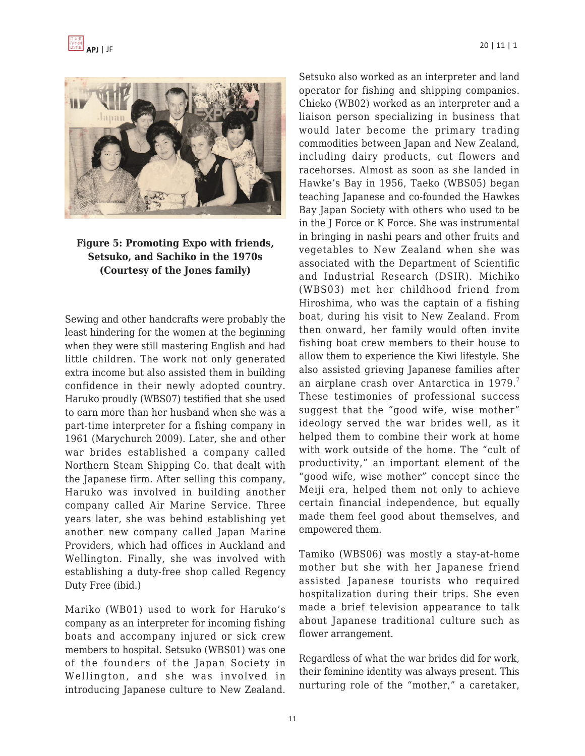**Figure 5: Promoting Expo with friends, Setsuko, and Sachiko in the 1970s (Courtesy of the Jones family)**

Sewing and other handcrafts were probably the least hindering for the women at the beginning when they were still mastering English and had little children. The work not only generated extra income but also assisted them in building confidence in their newly adopted country. Haruko proudly (WBS07) testified that she used to earn more than her husband when she was a part-time interpreter for a fishing company in 1961 (Marychurch 2009). Later, she and other war brides established a company called Northern Steam Shipping Co. that dealt with the Japanese firm. After selling this company, Haruko was involved in building another company called Air Marine Service. Three years later, she was behind establishing yet another new company called Japan Marine Providers, which had offices in Auckland and Wellington. Finally, she was involved with establishing a duty-free shop called Regency Duty Free (ibid.)

Mariko (WB01) used to work for Haruko's company as an interpreter for incoming fishing boats and accompany injured or sick crew members to hospital. Setsuko (WBS01) was one of the founders of the Japan Society in Wellington, and she was involved in introducing Japanese culture to New Zealand. Setsuko also worked as an interpreter and land operator for fishing and shipping companies. Chieko (WB02) worked as an interpreter and a liaison person specializing in business that would later become the primary trading commodities between Japan and New Zealand, including dairy products, cut flowers and racehorses. Almost as soon as she landed in Hawke's Bay in 1956, Taeko (WBS05) began teaching Japanese and co-founded the Hawkes Bay Japan Society with others who used to be in the J Force or K Force. She was instrumental in bringing in nashi pears and other fruits and vegetables to New Zealand when she was associated with the Department of Scientific and Industrial Research (DSIR). Michiko (WBS03) met her childhood friend from Hiroshima, who was the captain of a fishing boat, during his visit to New Zealand. From then onward, her family would often invite fishing boat crew members to their house to allow them to experience the Kiwi lifestyle. She also assisted grieving Japanese families after an airplane crash over Antarctica in 1979.[7] These testimonies of professional success suggest that the "good wife, wise mother" ideology served the war brides well, as it helped them to combine their work at home with work outside of the home. The "cult of productivity," an important element of the "good wife, wise mother" concept since the Meiji era, helped them not only to achieve certain financial independence, but equally made them feel good about themselves, and empowered them.

Tamiko (WBS06) was mostly a stay-at-home mother but she with her Japanese friend assisted Japanese tourists who required hospitalization during their trips. She even made a brief television appearance to talk about Japanese traditional culture such as flower arrangement.

Regardless of what the war brides did for work, their feminine identity was always present. This nurturing role of the "mother," a caretaker,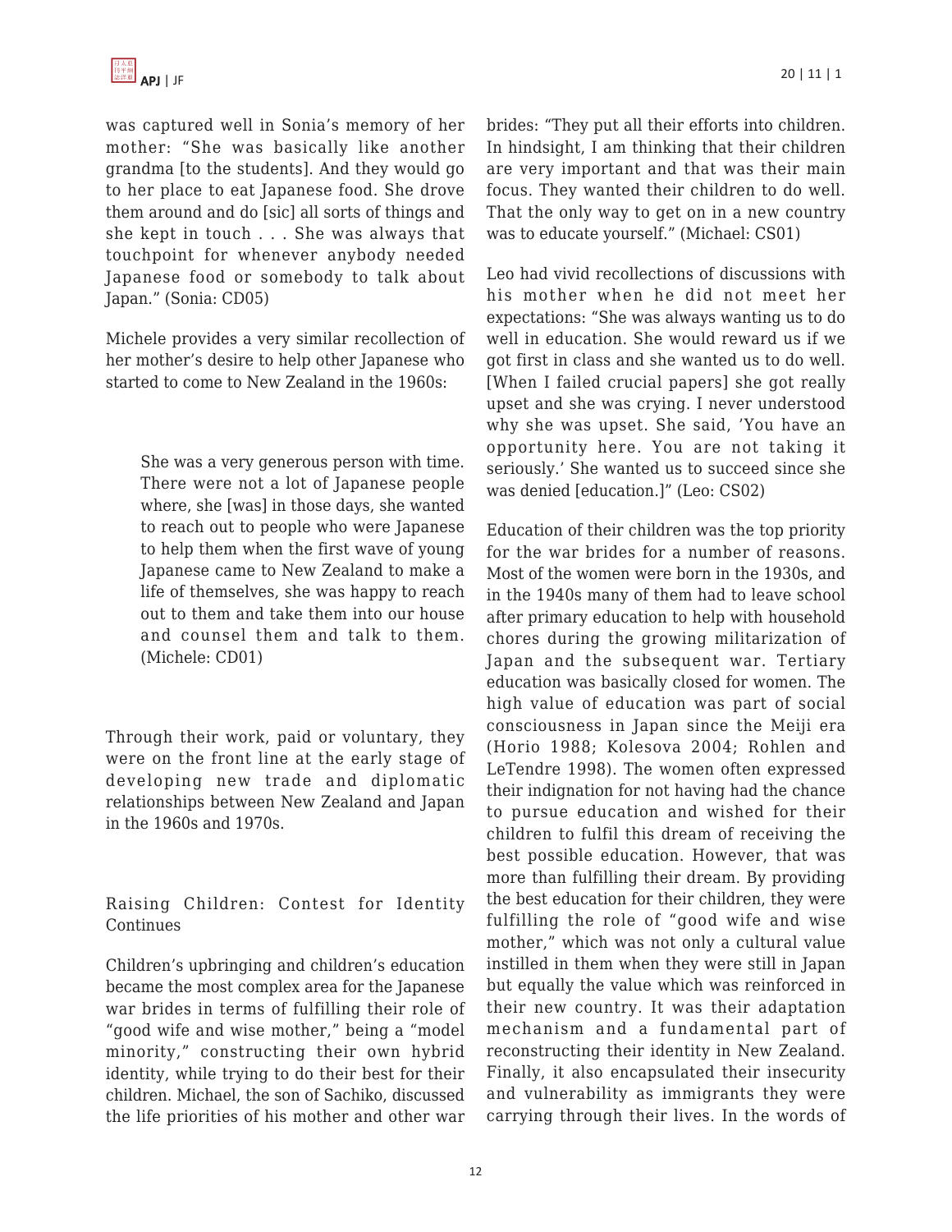was captured well in Sonia's memory of her mother: "She was basically like another grandma [to the students]. And they would go to her place to eat Japanese food. She drove them around and do [sic] all sorts of things and she kept in touch . . . She was always that touchpoint for whenever anybody needed Japanese food or somebody to talk about Japan." (Sonia: CD05)

Michele provides a very similar recollection of her mother's desire to help other Japanese who started to come to New Zealand in the 1960s:

> She was a very generous person with time. There were not a lot of Japanese people where, she [was] in those days, she wanted to reach out to people who were Japanese to help them when the first wave of young Japanese came to New Zealand to make a life of themselves, she was happy to reach out to them and take them into our house and counsel them and talk to them. (Michele: CD01)

Through their work, paid or voluntary, they were on the front line at the early stage of developing new trade and diplomatic relationships between New Zealand and Japan in the 1960s and 1970s.

## Raising Children: Contest for Identity Continues

Children's upbringing and children's education became the most complex area for the Japanese war brides in terms of fulfilling their role of "good wife and wise mother," being a "model minority," constructing their own hybrid identity, while trying to do their best for their children. Michael, the son of Sachiko, discussed the life priorities of his mother and other war brides: "They put all their efforts into children. In hindsight, I am thinking that their children are very important and that was their main focus. They wanted their children to do well. That the only way to get on in a new country was to educate yourself." (Michael: CS01)

Leo had vivid recollections of discussions with his mother when he did not meet her expectations: "She was always wanting us to do well in education. She would reward us if we got first in class and she wanted us to do well. [When I failed crucial papers] she got really upset and she was crying. I never understood why she was upset. She said, 'You have an opportunity here. You are not taking it seriously.' She wanted us to succeed since she was denied [education.]" (Leo: CS02)

Education of their children was the top priority for the war brides for a number of reasons. Most of the women were born in the 1930s, and in the 1940s many of them had to leave school after primary education to help with household chores during the growing militarization of Japan and the subsequent war. Tertiary education was basically closed for women. The high value of education was part of social consciousness in Japan since the Meiji era (Horio 1988; Kolesova 2004; Rohlen and LeTendre 1998). The women often expressed their indignation for not having had the chance to pursue education and wished for their children to fulfil this dream of receiving the best possible education. However, that was more than fulfilling their dream. By providing the best education for their children, they were fulfilling the role of "good wife and wise mother," which was not only a cultural value instilled in them when they were still in Japan but equally the value which was reinforced in their new country. It was their adaptation mechanism and a fundamental part of reconstructing their identity in New Zealand. Finally, it also encapsulated their insecurity and vulnerability as immigrants they were carrying through their lives. In the words of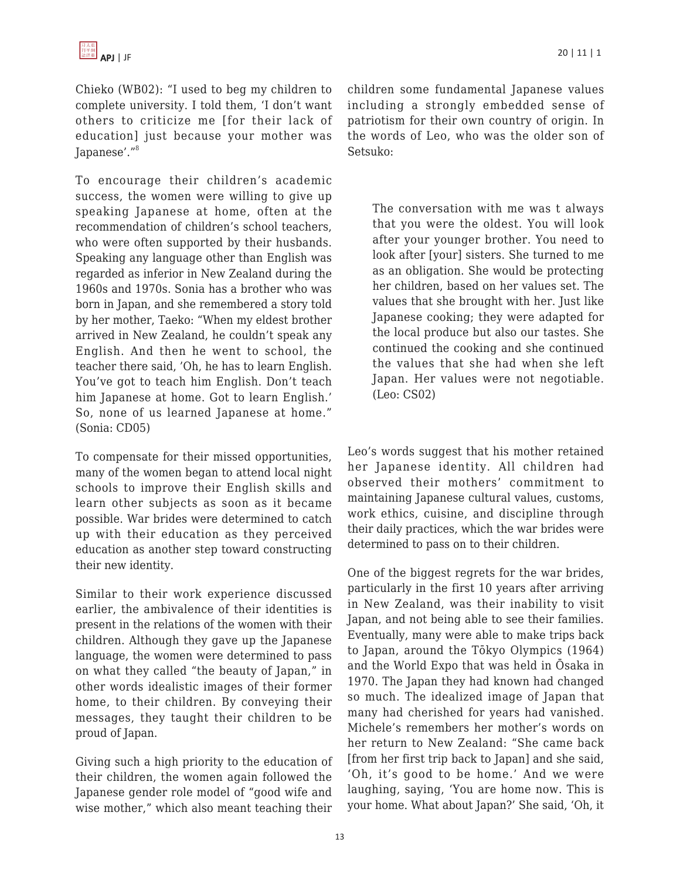Chieko (WB02): "I used to beg my children to complete university. I told them, 'I don't want others to criticize me [for their lack of education] just because your mother was Japanese'."[8]

To encourage their children's academic success, the women were willing to give up speaking Japanese at home, often at the recommendation of children's school teachers, who were often supported by their husbands. Speaking any language other than English was regarded as inferior in New Zealand during the 1960s and 1970s. Sonia has a brother who was born in Japan, and she remembered a story told by her mother, Taeko: "When my eldest brother arrived in New Zealand, he couldn't speak any English. And then he went to school, the teacher there said, 'Oh, he has to learn English. You've got to teach him English. Don't teach him Japanese at home. Got to learn English.' So, none of us learned Japanese at home." (Sonia: CD05)

To compensate for their missed opportunities, many of the women began to attend local night schools to improve their English skills and learn other subjects as soon as it became possible. War brides were determined to catch up with their education as they perceived education as another step toward constructing their new identity.

Similar to their work experience discussed earlier, the ambivalence of their identities is present in the relations of the women with their children. Although they gave up the Japanese language, the women were determined to pass on what they called "the beauty of Japan," in other words idealistic images of their former home, to their children. By conveying their messages, they taught their children to be proud of Japan.

Giving such a high priority to the education of their children, the women again followed the Japanese gender role model of "good wife and wise mother," which also meant teaching their children some fundamental Japanese values including a strongly embedded sense of patriotism for their own country of origin. In the words of Leo, who was the older son of Setsuko:

> The conversation with me was t always that you were the oldest. You will look after your younger brother. You need to look after [your] sisters. She turned to me as an obligation. She would be protecting her children, based on her values set. The values that she brought with her. Just like Japanese cooking; they were adapted for the local produce but also our tastes. She continued the cooking and she continued the values that she had when she left Japan. Her values were not negotiable. (Leo: CS02)

Leo's words suggest that his mother retained her Japanese identity. All children had observed their mothers' commitment to maintaining Japanese cultural values, customs, work ethics, cuisine, and discipline through their daily practices, which the war brides were determined to pass on to their children.

One of the biggest regrets for the war brides, particularly in the first 10 years after arriving in New Zealand, was their inability to visit Japan, and not being able to see their families. Eventually, many were able to make trips back to Japan, around the Tōkyo Olympics (1964) and the World Expo that was held in Ōsaka in 1970. The Japan they had known had changed so much. The idealized image of Japan that many had cherished for years had vanished. Michele's remembers her mother's words on her return to New Zealand: "She came back [from her first trip back to Japan] and she said, 'Oh, it's good to be home.' And we were laughing, saying, 'You are home now. This is your home. What about Japan?' She said, 'Oh, it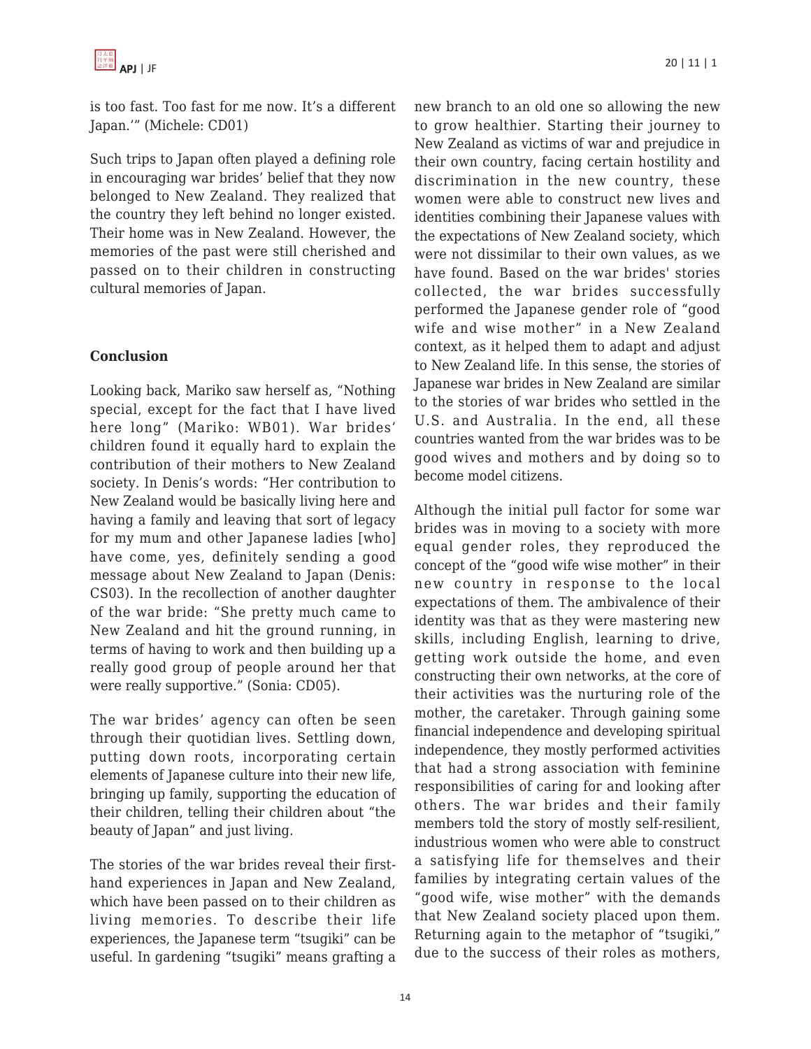is too fast. Too fast for me now. It's a different Japan.'" (Michele: CD01)

Such trips to Japan often played a defining role in encouraging war brides' belief that they now belonged to New Zealand. They realized that the country they left behind no longer existed. Their home was in New Zealand. However, the memories of the past were still cherished and passed on to their children in constructing cultural memories of Japan.

## Conclusion

Looking back, Mariko saw herself as, "Nothing special, except for the fact that I have lived here long" (Mariko: WB01). War brides' children found it equally hard to explain the contribution of their mothers to New Zealand society. In Denis's words: "Her contribution to New Zealand would be basically living here and having a family and leaving that sort of legacy for my mum and other Japanese ladies [who] have come, yes, definitely sending a good message about New Zealand to Japan (Denis: CS03). In the recollection of another daughter of the war bride: "She pretty much came to New Zealand and hit the ground running, in terms of having to work and then building up a really good group of people around her that were really supportive." (Sonia: CD05).

The war brides' agency can often be seen through their quotidian lives. Settling down, putting down roots, incorporating certain elements of Japanese culture into their new life, bringing up family, supporting the education of their children, telling their children about "the beauty of Japan" and just living.

The stories of the war brides reveal their first-hand experiences in Japan and New Zealand, which have been passed on to their children as living memories. To describe their life experiences, the Japanese term "tsugiki" can be useful. In gardening "tsugiki" means grafting a new branch to an old one so allowing the new to grow healthier. Starting their journey to New Zealand as victims of war and prejudice in their own country, facing certain hostility and discrimination in the new country, these women were able to construct new lives and identities combining their Japanese values with the expectations of New Zealand society, which were not dissimilar to their own values, as we have found. Based on the war brides' stories collected, the war brides successfully performed the Japanese gender role of "good wife and wise mother" in a New Zealand context, as it helped them to adapt and adjust to New Zealand life. In this sense, the stories of Japanese war brides in New Zealand are similar to the stories of war brides who settled in the U.S. and Australia. In the end, all these countries wanted from the war brides was to be good wives and mothers and by doing so to become model citizens.

Although the initial pull factor for some war brides was in moving to a society with more equal gender roles, they reproduced the concept of the "good wife wise mother" in their new country in response to the local expectations of them. The ambivalence of their identity was that as they were mastering new skills, including English, learning to drive, getting work outside the home, and even constructing their own networks, at the core of their activities was the nurturing role of the mother, the caretaker. Through gaining some financial independence and developing spiritual independence, they mostly performed activities that had a strong association with feminine responsibilities of caring for and looking after others. The war brides and their family members told the story of mostly self-resilient, industrious women who were able to construct a satisfying life for themselves and their families by integrating certain values of the "good wife, wise mother" with the demands that New Zealand society placed upon them. Returning again to the metaphor of "tsugiki," due to the success of their roles as mothers,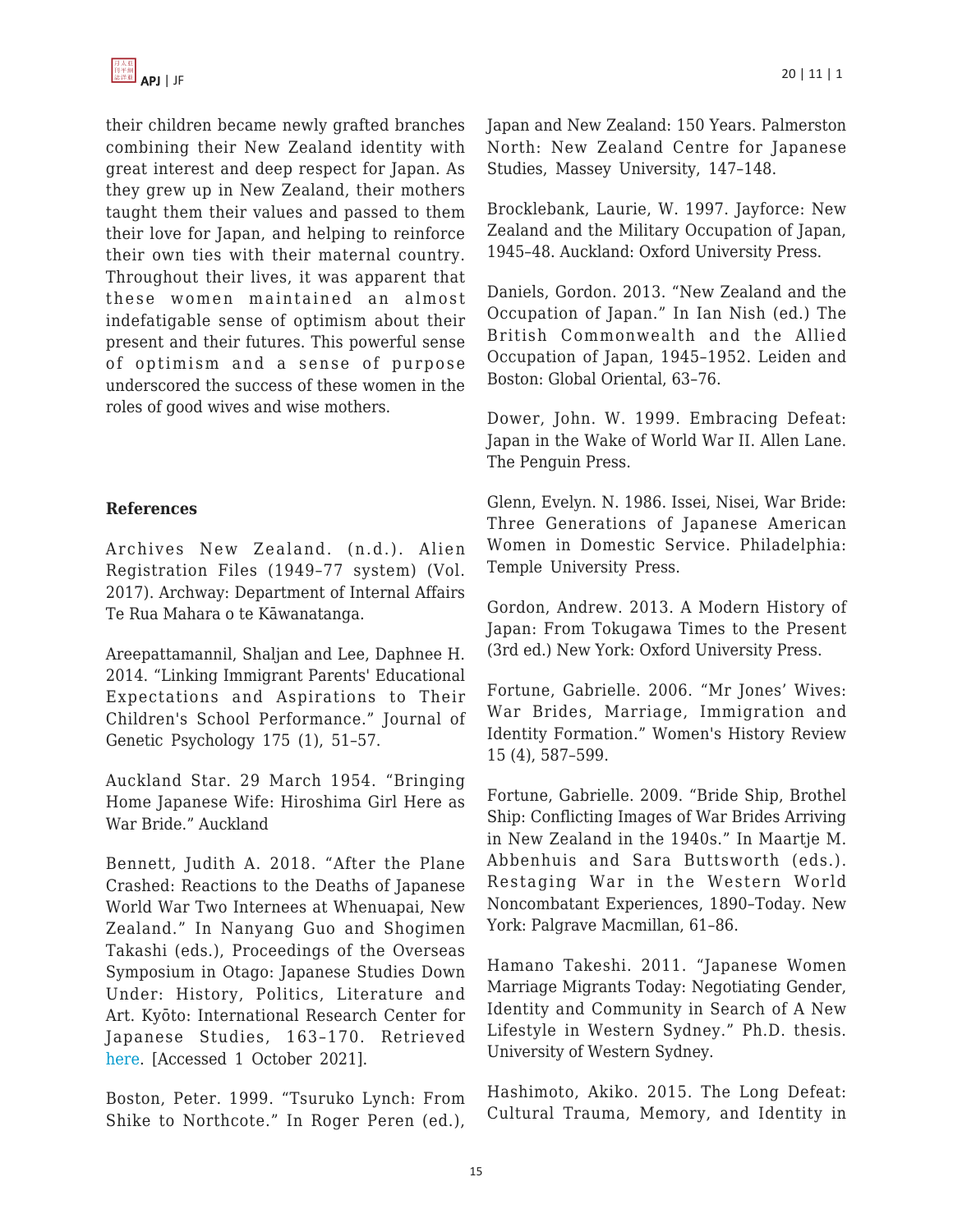their children became newly grafted branches combining their New Zealand identity with great interest and deep respect for Japan. As they grew up in New Zealand, their mothers taught them their values and passed to them their love for Japan, and helping to reinforce their own ties with their maternal country. Throughout their lives, it was apparent that these women maintained an almost indefatigable sense of optimism about their present and their futures. This powerful sense of optimism and a sense of purpose underscored the success of these women in the roles of good wives and wise mothers.

**References**

Archives New Zealand. (n.d.). Alien Registration Files (1949–77 system) (Vol. 2017). Archway: Department of Internal Affairs Te Rua Mahara o te Kāwanatanga.

Areepattamannil, Shaljan and Lee, Daphnee H. 2014. "Linking Immigrant Parents' Educational Expectations and Aspirations to Their Children's School Performance." Journal of Genetic Psychology 175 (1), 51–57.

Auckland Star. 29 March 1954. "Bringing Home Japanese Wife: Hiroshima Girl Here as War Bride." Auckland

Bennett, Judith A. 2018. "After the Plane Crashed: Reactions to the Deaths of Japanese World War Two Internees at Whenuapai, New Zealand." In Nanyang Guo and Shogimen Takashi (eds.), Proceedings of the Overseas Symposium in Otago: Japanese Studies Down Under: History, Politics, Literature and Art. Kyōto: International Research Center for Japanese Studies, 163–170. Retrieved here. [Accessed 1 October 2021].

Boston, Peter. 1999. "Tsuruko Lynch: From Shike to Northcote." In Roger Peren (ed.), Japan and New Zealand: 150 Years. Palmerston North: New Zealand Centre for Japanese Studies, Massey University, 147–148.

Brocklebank, Laurie, W. 1997. Jayforce: New Zealand and the Military Occupation of Japan, 1945–48. Auckland: Oxford University Press.

Daniels, Gordon. 2013. "New Zealand and the Occupation of Japan." In Ian Nish (ed.) The British Commonwealth and the Allied Occupation of Japan, 1945–1952. Leiden and Boston: Global Oriental, 63–76.

Dower, John. W. 1999. Embracing Defeat: Japan in the Wake of World War II. Allen Lane. The Penguin Press.

Glenn, Evelyn. N. 1986. Issei, Nisei, War Bride: Three Generations of Japanese American Women in Domestic Service. Philadelphia: Temple University Press.

Gordon, Andrew. 2013. A Modern History of Japan: From Tokugawa Times to the Present (3rd ed.) New York: Oxford University Press.

Fortune, Gabrielle. 2006. "Mr Jones' Wives: War Brides, Marriage, Immigration and Identity Formation." Women's History Review 15 (4), 587–599.

Fortune, Gabrielle. 2009. "Bride Ship, Brothel Ship: Conflicting Images of War Brides Arriving in New Zealand in the 1940s." In Maartje M. Abbenhuis and Sara Buttsworth (eds.). Restaging War in the Western World Noncombatant Experiences, 1890–Today. New York: Palgrave Macmillan, 61–86.

Hamano Takeshi. 2011. "Japanese Women Marriage Migrants Today: Negotiating Gender, Identity and Community in Search of A New Lifestyle in Western Sydney." Ph.D. thesis. University of Western Sydney.

Hashimoto, Akiko. 2015. The Long Defeat: Cultural Trauma, Memory, and Identity in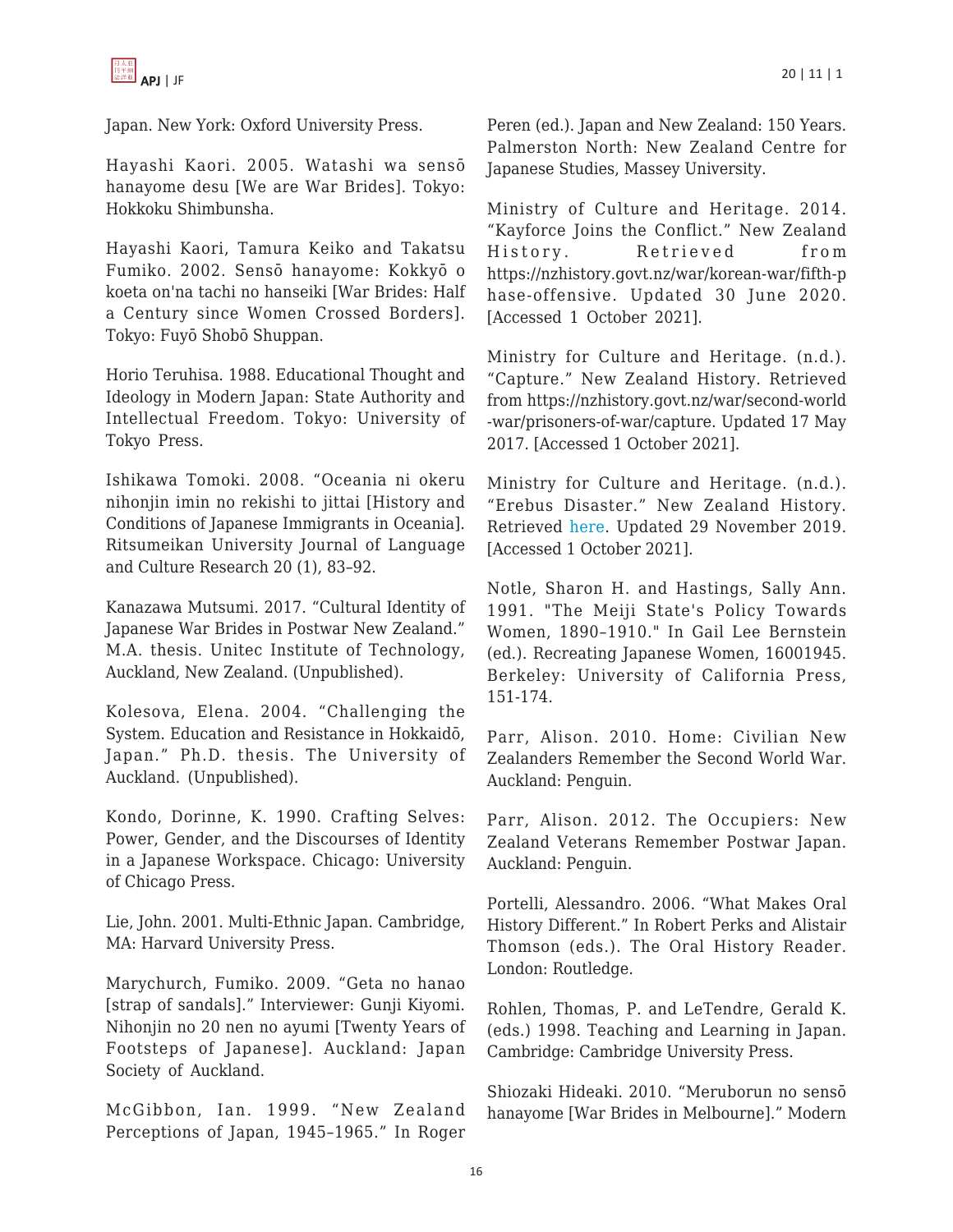Japan. New York: Oxford University Press.

Hayashi Kaori. 2005. Watashi wa sensō hanayome desu [We are War Brides]. Tokyo: Hokkoku Shimbunsha.

Hayashi Kaori, Tamura Keiko and Takatsu Fumiko. 2002. Sensō hanayome: Kokkyō o koeta on'na tachi no hanseiki [War Brides: Half a Century since Women Crossed Borders]. Tokyo: Fuyō Shobō Shuppan.

Horio Teruhisa. 1988. Educational Thought and Ideology in Modern Japan: State Authority and Intellectual Freedom. Tokyo: University of Tokyo Press.

Ishikawa Tomoki. 2008. "Oceania ni okeru nihonjin imin no rekishi to jittai [History and Conditions of Japanese Immigrants in Oceania]. Ritsumeikan University Journal of Language and Culture Research 20 (1), 83–92.

Kanazawa Mutsumi. 2017. "Cultural Identity of Japanese War Brides in Postwar New Zealand." M.A. thesis. Unitec Institute of Technology, Auckland, New Zealand. (Unpublished).

Kolesova, Elena. 2004. "Challenging the System. Education and Resistance in Hokkaidō, Japan." Ph.D. thesis. The University of Auckland. (Unpublished).

Kondo, Dorinne, K. 1990. Crafting Selves: Power, Gender, and the Discourses of Identity in a Japanese Workspace. Chicago: University of Chicago Press.

Lie, John. 2001. Multi-Ethnic Japan. Cambridge, MA: Harvard University Press.

Marychurch, Fumiko. 2009. "Geta no hanao [strap of sandals]." Interviewer: Gunji Kiyomi. Nihonjin no 20 nen no ayumi [Twenty Years of Footsteps of Japanese]. Auckland: Japan Society of Auckland.

McGibbon, Ian. 1999. "New Zealand Perceptions of Japan, 1945–1965." In Roger Peren (ed.). Japan and New Zealand: 150 Years. Palmerston North: New Zealand Centre for Japanese Studies, Massey University.

Ministry of Culture and Heritage. 2014. "Kayforce Joins the Conflict." New Zealand History. Retrieved from https://nzhistory.govt.nz/war/korean-war/fifth-phase-offensive. Updated 30 June 2020. [Accessed 1 October 2021].

Ministry for Culture and Heritage. (n.d.). "Capture." New Zealand History. Retrieved from https://nzhistory.govt.nz/war/second-world-war/prisoners-of-war/capture. Updated 17 May 2017. [Accessed 1 October 2021].

Ministry for Culture and Heritage. (n.d.). "Erebus Disaster." New Zealand History. Retrieved here. Updated 29 November 2019. [Accessed 1 October 2021].

Notle, Sharon H. and Hastings, Sally Ann. 1991. "The Meiji State's Policy Towards Women, 1890–1910." In Gail Lee Bernstein (ed.). Recreating Japanese Women, 16001945. Berkeley: University of California Press, 151-174.

Parr, Alison. 2010. Home: Civilian New Zealanders Remember the Second World War. Auckland: Penguin.

Parr, Alison. 2012. The Occupiers: New Zealand Veterans Remember Postwar Japan. Auckland: Penguin.

Portelli, Alessandro. 2006. "What Makes Oral History Different." In Robert Perks and Alistair Thomson (eds.). The Oral History Reader. London: Routledge.

Rohlen, Thomas, P. and LeTendre, Gerald K. (eds.) 1998. Teaching and Learning in Japan. Cambridge: Cambridge University Press.

Shiozaki Hideaki. 2010. "Meruborun no sensō hanayome [War Brides in Melbourne]." Modern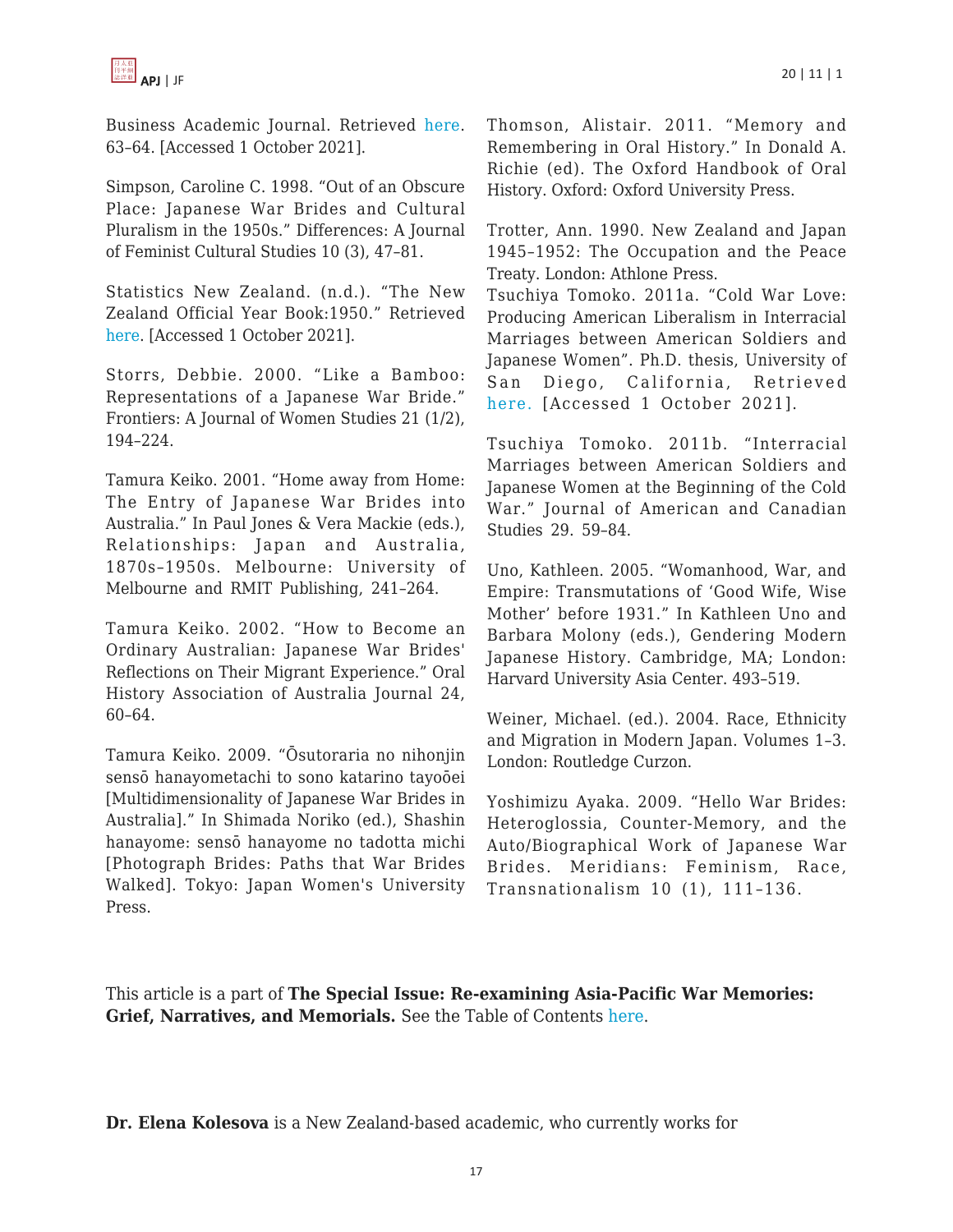Business Academic Journal. Retrieved here. 63–64. [Accessed 1 October 2021].

Simpson, Caroline C. 1998. "Out of an Obscure Place: Japanese War Brides and Cultural Pluralism in the 1950s." Differences: A Journal of Feminist Cultural Studies 10 (3), 47–81.

Statistics New Zealand. (n.d.). "The New Zealand Official Year Book:1950." Retrieved here. [Accessed 1 October 2021].

Storrs, Debbie. 2000. "Like a Bamboo: Representations of a Japanese War Bride." Frontiers: A Journal of Women Studies 21 (1/2), 194–224.

Tamura Keiko. 2001. "Home away from Home: The Entry of Japanese War Brides into Australia." In Paul Jones & Vera Mackie (eds.), Relationships: Japan and Australia, 1870s–1950s. Melbourne: University of Melbourne and RMIT Publishing, 241–264.

Tamura Keiko. 2002. "How to Become an Ordinary Australian: Japanese War Brides' Reflections on Their Migrant Experience." Oral History Association of Australia Journal 24, 60–64.

Tamura Keiko. 2009. "Ōsutoraria no nihonjin sensō hanayometachi to sono katarino tayoōei [Multidimensionality of Japanese War Brides in Australia]." In Shimada Noriko (ed.), Shashin hanayome: sensō hanayome no tadotta michi [Photograph Brides: Paths that War Brides Walked]. Tokyo: Japan Women's University Press.

Thomson, Alistair. 2011. "Memory and Remembering in Oral History." In Donald A. Richie (ed). The Oxford Handbook of Oral History. Oxford: Oxford University Press.

Trotter, Ann. 1990. New Zealand and Japan 1945–1952: The Occupation and the Peace Treaty. London: Athlone Press.

Tsuchiya Tomoko. 2011a. "Cold War Love: Producing American Liberalism in Interracial Marriages between American Soldiers and Japanese Women". Ph.D. thesis, University of San Diego, California, Retrieved here. [Accessed 1 October 2021].

Tsuchiya Tomoko. 2011b. "Interracial Marriages between American Soldiers and Japanese Women at the Beginning of the Cold War." Journal of American and Canadian Studies 29. 59–84.

Uno, Kathleen. 2005. "Womanhood, War, and Empire: Transmutations of 'Good Wife, Wise Mother' before 1931." In Kathleen Uno and Barbara Molony (eds.), Gendering Modern Japanese History. Cambridge, MA; London: Harvard University Asia Center. 493–519.

Weiner, Michael. (ed.). 2004. Race, Ethnicity and Migration in Modern Japan. Volumes 1–3. London: Routledge Curzon.

Yoshimizu Ayaka. 2009. "Hello War Brides: Heteroglossia, Counter-Memory, and the Auto/Biographical Work of Japanese War Brides. Meridians: Feminism, Race, Transnationalism 10 (1), 111–136.

This article is a part of **The Special Issue: Re-examining Asia-Pacific War Memories: Grief, Narratives, and Memorials.** See the Table of Contents here.

**Dr. Elena Kolesova** is a New Zealand-based academic, who currently works for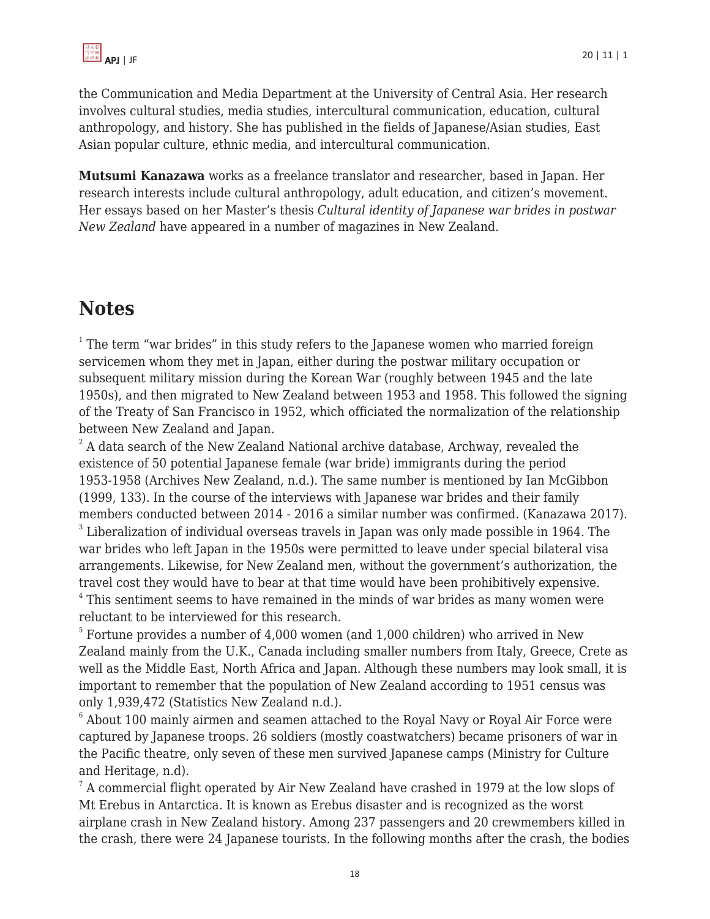the Communication and Media Department at the University of Central Asia. Her research involves cultural studies, media studies, intercultural communication, education, cultural anthropology, and history. She has published in the fields of Japanese/Asian studies, East Asian popular culture, ethnic media, and intercultural communication.

**Mutsumi Kanazawa** works as a freelance translator and researcher, based in Japan. Her research interests include cultural anthropology, adult education, and citizen's movement. Her essays based on her Master's thesis *Cultural identity of Japanese war brides in postwar New Zealand* have appeared in a number of magazines in New Zealand.

## Notes

[1] The term "war brides" in this study refers to the Japanese women who married foreign servicemen whom they met in Japan, either during the postwar military occupation or subsequent military mission during the Korean War (roughly between 1945 and the late 1950s), and then migrated to New Zealand between 1953 and 1958. This followed the signing of the Treaty of San Francisco in 1952, which officiated the normalization of the relationship between New Zealand and Japan.

[2] A data search of the New Zealand National archive database, Archway, revealed the existence of 50 potential Japanese female (war bride) immigrants during the period 1953-1958 (Archives New Zealand, n.d.). The same number is mentioned by Ian McGibbon (1999, 133). In the course of the interviews with Japanese war brides and their family members conducted between 2014 - 2016 a similar number was confirmed. (Kanazawa 2017).

[3] Liberalization of individual overseas travels in Japan was only made possible in 1964. The war brides who left Japan in the 1950s were permitted to leave under special bilateral visa arrangements. Likewise, for New Zealand men, without the government's authorization, the travel cost they would have to bear at that time would have been prohibitively expensive.

[4] This sentiment seems to have remained in the minds of war brides as many women were reluctant to be interviewed for this research.

[5] Fortune provides a number of 4,000 women (and 1,000 children) who arrived in New Zealand mainly from the U.K., Canada including smaller numbers from Italy, Greece, Crete as well as the Middle East, North Africa and Japan. Although these numbers may look small, it is important to remember that the population of New Zealand according to 1951 census was only 1,939,472 (Statistics New Zealand n.d.).

[6] About 100 mainly airmen and seamen attached to the Royal Navy or Royal Air Force were captured by Japanese troops. 26 soldiers (mostly coastwatchers) became prisoners of war in the Pacific theatre, only seven of these men survived Japanese camps (Ministry for Culture and Heritage, n.d).

[7] A commercial flight operated by Air New Zealand have crashed in 1979 at the low slops of Mt Erebus in Antarctica. It is known as Erebus disaster and is recognized as the worst airplane crash in New Zealand history. Among 237 passengers and 20 crewmembers killed in the crash, there were 24 Japanese tourists. In the following months after the crash, the bodies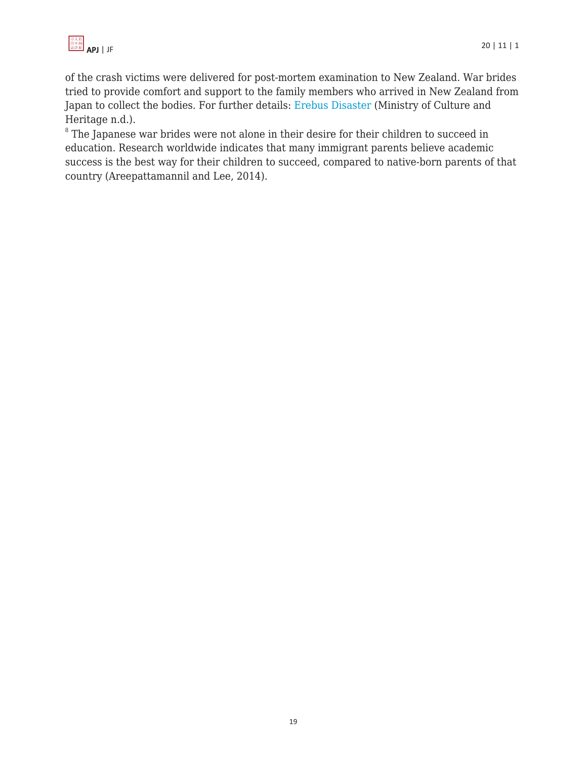of the crash victims were delivered for post-mortem examination to New Zealand. War brides tried to provide comfort and support to the family members who arrived in New Zealand from Japan to collect the bodies. For further details: Erebus Disaster (Ministry of Culture and Heritage n.d.).

[8] The Japanese war brides were not alone in their desire for their children to succeed in education. Research worldwide indicates that many immigrant parents believe academic success is the best way for their children to succeed, compared to native-born parents of that country (Areepattamannil and Lee, 2014).